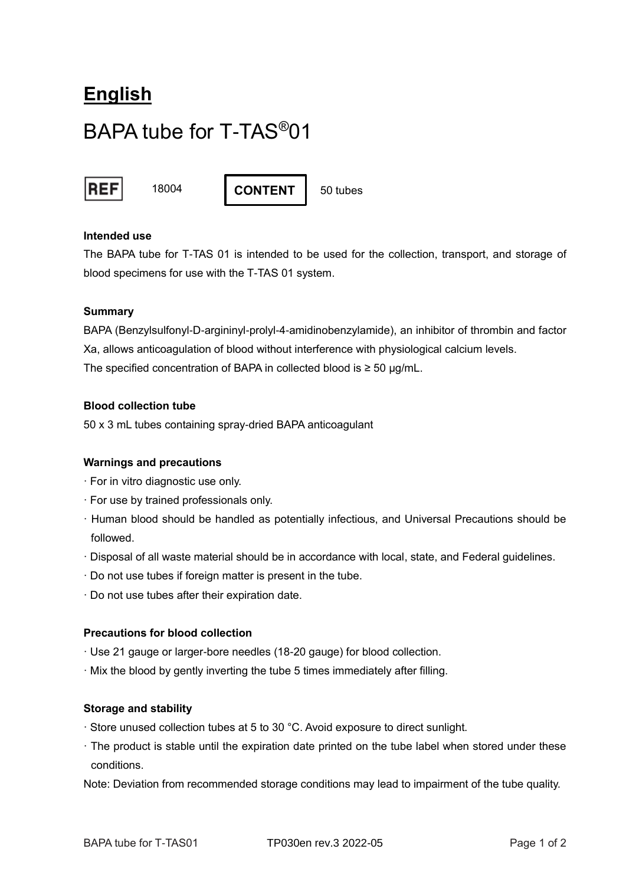# English

## BAPA tube for T-TAS®01

REF 18004 **CONTENT** 50 tubes

**Intended use**

The BAPA tube for T-TAS 01 is intended to be used for the collection, transport, and storage of blood specimens for use with the T-TAS 01 system.

**Summary**

BAPA (Benzylsulfonyl-D-argininyl-prolyl-4-amidinobenzylamide), an inhibitor of thrombin and factor Xa, allows anticoagulation of blood without interference with physiological calcium levels.
The specified concentration of BAPA in collected blood is ≥ 50 μg/mL.

**Blood collection tube**

50 x 3 mL tubes containing spray-dried BAPA anticoagulant

**Warnings and precautions**

- For in vitro diagnostic use only.
- For use by trained professionals only.
- Human blood should be handled as potentially infectious, and Universal Precautions should be followed.
- Disposal of all waste material should be in accordance with local, state, and Federal guidelines.
- Do not use tubes if foreign matter is present in the tube.
- Do not use tubes after their expiration date.

**Precautions for blood collection**

- Use 21 gauge or larger-bore needles (18-20 gauge) for blood collection.
- Mix the blood by gently inverting the tube 5 times immediately after filling.

**Storage and stability**

- Store unused collection tubes at 5 to 30 °C. Avoid exposure to direct sunlight.
- The product is stable until the expiration date printed on the tube label when stored under these conditions.

Note: Deviation from recommended storage conditions may lead to impairment of the tube quality.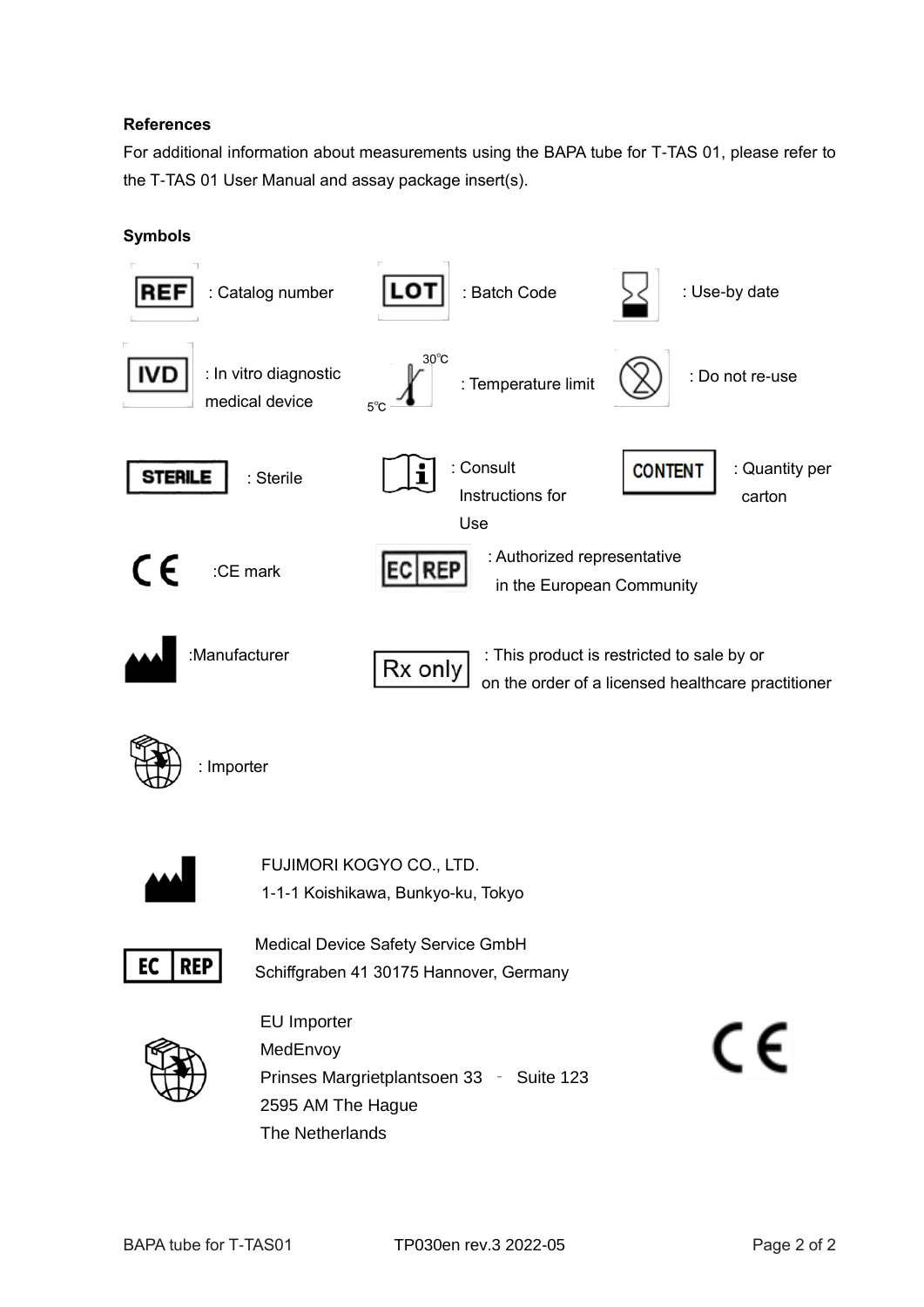**References**

For additional information about measurements using the BAPA tube for T-TAS 01, please refer to the T-TAS 01 User Manual and assay package insert(s).

**Symbols**

REF : Catalog number

LOT : Batch Code

: Use-by date

IVD : In vitro diagnostic medical device

30℃ 5℃ : Temperature limit

: Do not re-use

STERILE : Sterile

: Consult Instructions for Use

CONTENT : Quantity per carton

:CE mark

EC REP : Authorized representative in the European Community

:Manufacturer

Rx only : This product is restricted to sale by or on the order of a licensed healthcare practitioner

: Importer

FUJIMORI KOGYO CO., LTD.
1-1-1 Koishikawa, Bunkyo-ku, Tokyo

EC REP
Medical Device Safety Service GmbH
Schiffgraben 41 30175 Hannover, Germany

EU Importer
MedEnvoy
Prinses Margrietplantsoen 33 - Suite 123
2595 AM The Hague
The Netherlands

BAPA tube for T-TAS01 TP030en rev.3 2022-05